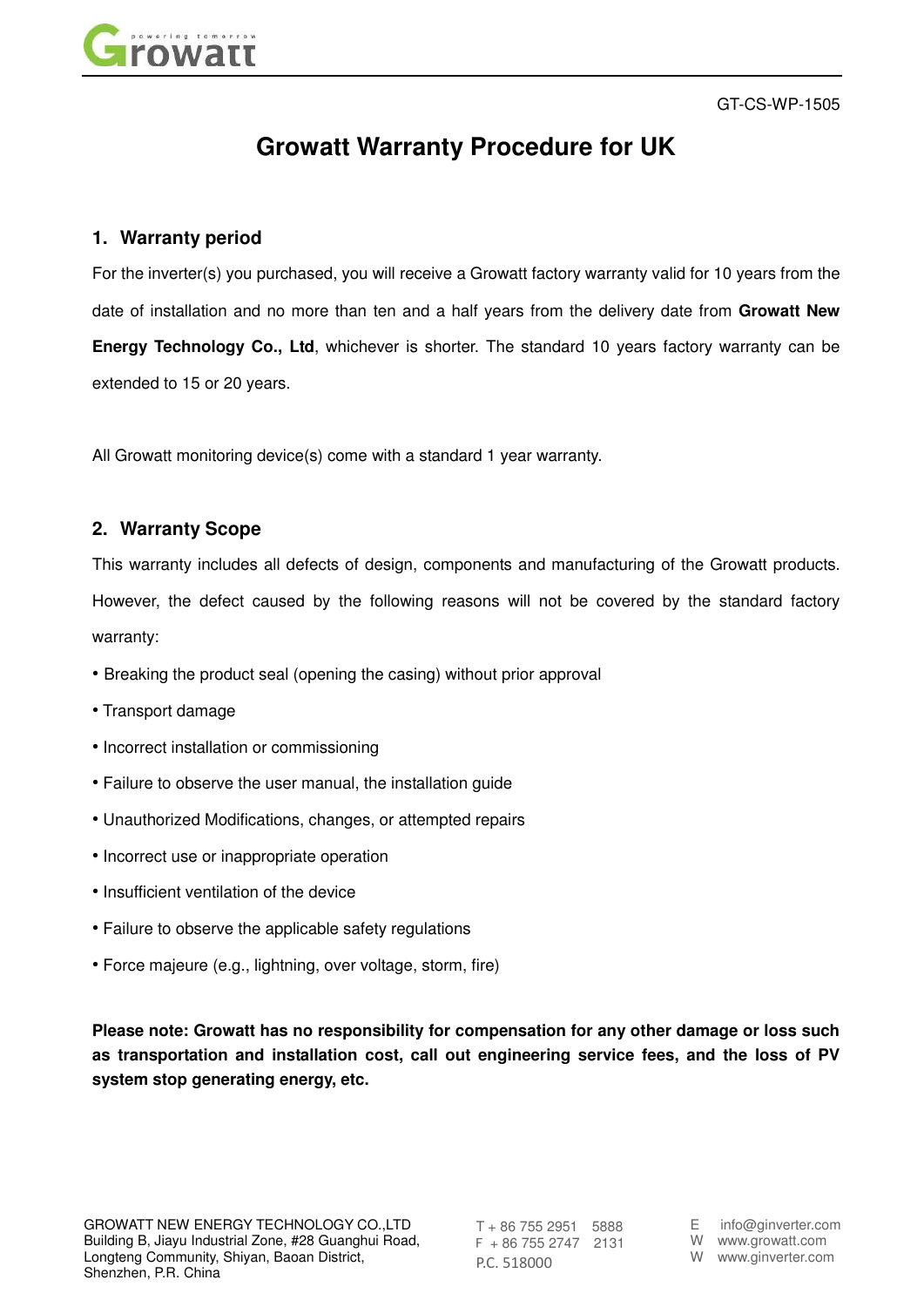GT-CS-WP-1505

# Growatt Warranty Procedure for UK

## 1. Warranty period

For the inverter(s) you purchased, you will receive a Growatt factory warranty valid for 10 years from the date of installation and no more than ten and a half years from the delivery date from **Growatt New Energy Technology Co., Ltd**, whichever is shorter. The standard 10 years factory warranty can be extended to 15 or 20 years.

All Growatt monitoring device(s) come with a standard 1 year warranty.

## 2. Warranty Scope

This warranty includes all defects of design, components and manufacturing of the Growatt products. However, the defect caused by the following reasons will not be covered by the standard factory warranty:

- Breaking the product seal (opening the casing) without prior approval
- Transport damage
- Incorrect installation or commissioning
- Failure to observe the user manual, the installation guide
- Unauthorized Modifications, changes, or attempted repairs
- Incorrect use or inappropriate operation
- Insufficient ventilation of the device
- Failure to observe the applicable safety regulations
- Force majeure (e.g., lightning, over voltage, storm, fire)

**Please note: Growatt has no responsibility for compensation for any other damage or loss such as transportation and installation cost, call out engineering service fees, and the loss of PV system stop generating energy, etc.**

GROWATT NEW ENERGY TECHNOLOGY CO.,LTD
Building B, Jiayu Industrial Zone, #28 Guanghui Road, Longteng Community, Shiyan, Baoan District, Shenzhen, P.R. China

T + 86 755 2951 5888
F + 86 755 2747 2131
P.C. 518000

E info@ginverter.com
W www.growatt.com
W www.ginverter.com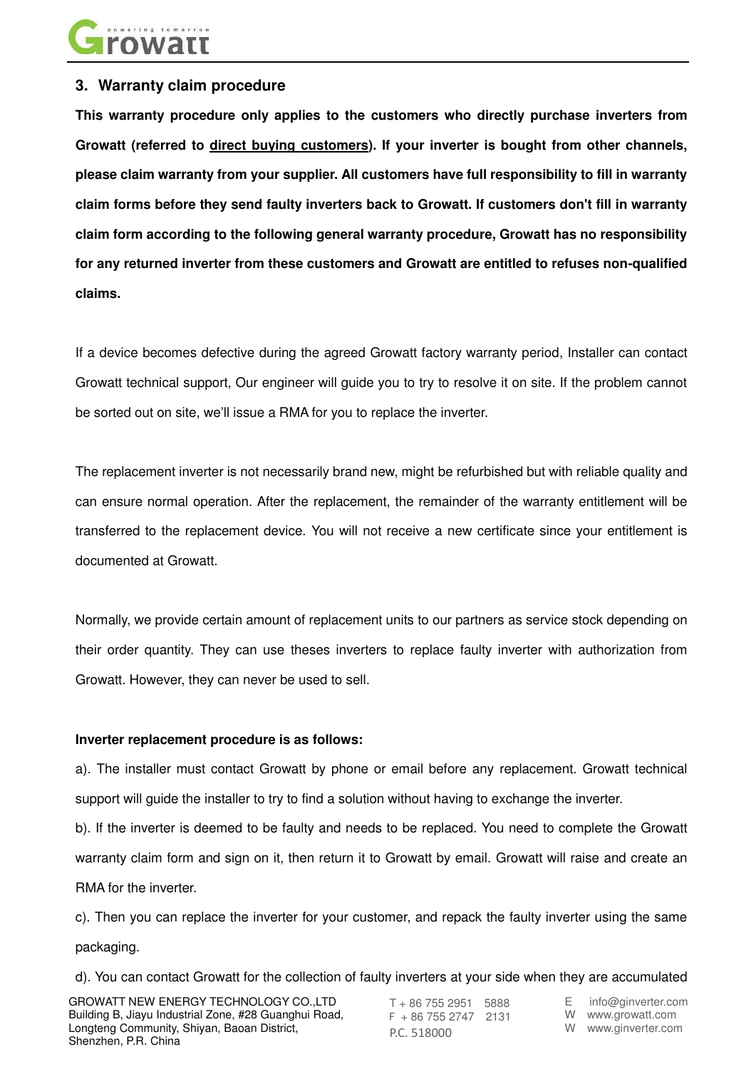## 3. Warranty claim procedure

**This warranty procedure only applies to the customers who directly purchase inverters from Growatt (referred to direct buying customers). If your inverter is bought from other channels, please claim warranty from your supplier. All customers have full responsibility to fill in warranty claim forms before they send faulty inverters back to Growatt. If customers don't fill in warranty claim form according to the following general warranty procedure, Growatt has no responsibility for any returned inverter from these customers and Growatt are entitled to refuses non-qualified claims.**

If a device becomes defective during the agreed Growatt factory warranty period, Installer can contact Growatt technical support, Our engineer will guide you to try to resolve it on site. If the problem cannot be sorted out on site, we'll issue a RMA for you to replace the inverter.

The replacement inverter is not necessarily brand new, might be refurbished but with reliable quality and can ensure normal operation. After the replacement, the remainder of the warranty entitlement will be transferred to the replacement device. You will not receive a new certificate since your entitlement is documented at Growatt.

Normally, we provide certain amount of replacement units to our partners as service stock depending on their order quantity. They can use theses inverters to replace faulty inverter with authorization from Growatt. However, they can never be used to sell.

**Inverter replacement procedure is as follows:**

a). The installer must contact Growatt by phone or email before any replacement. Growatt technical support will guide the installer to try to find a solution without having to exchange the inverter.

b). If the inverter is deemed to be faulty and needs to be replaced. You need to complete the Growatt warranty claim form and sign on it, then return it to Growatt by email. Growatt will raise and create an RMA for the inverter.

c). Then you can replace the inverter for your customer, and repack the faulty inverter using the same packaging.

d). You can contact Growatt for the collection of faulty inverters at your side when they are accumulated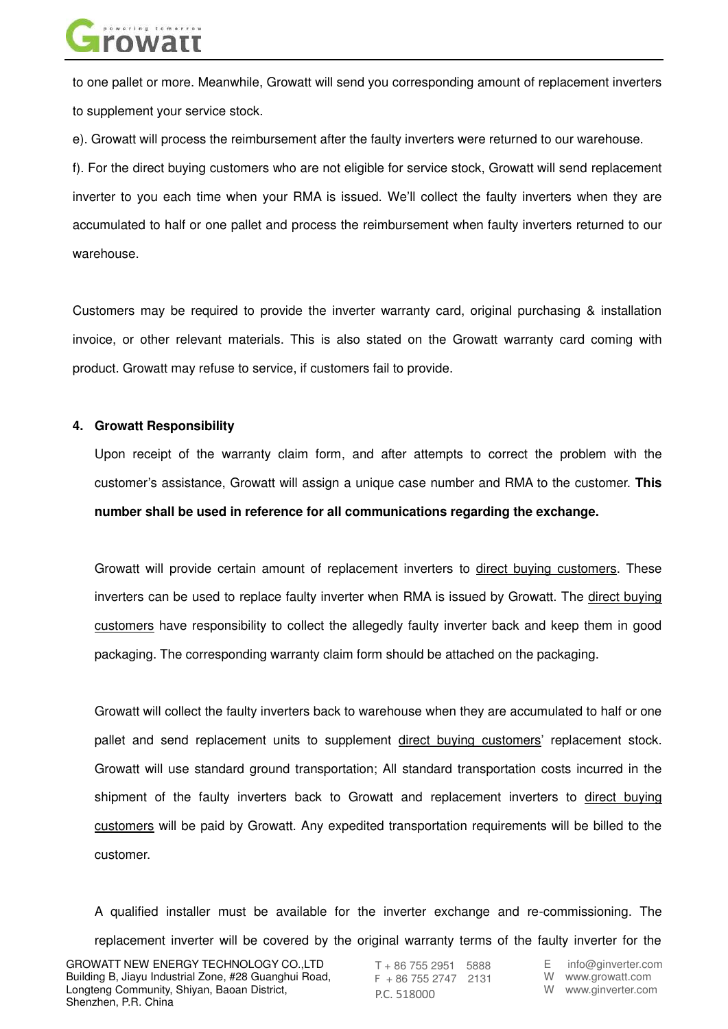to one pallet or more. Meanwhile, Growatt will send you corresponding amount of replacement inverters to supplement your service stock.

e). Growatt will process the reimbursement after the faulty inverters were returned to our warehouse.

f). For the direct buying customers who are not eligible for service stock, Growatt will send replacement inverter to you each time when your RMA is issued. We'll collect the faulty inverters when they are accumulated to half or one pallet and process the reimbursement when faulty inverters returned to our warehouse.

Customers may be required to provide the inverter warranty card, original purchasing & installation invoice, or other relevant materials. This is also stated on the Growatt warranty card coming with product. Growatt may refuse to service, if customers fail to provide.

## 4. Growatt Responsibility

Upon receipt of the warranty claim form, and after attempts to correct the problem with the customer's assistance, Growatt will assign a unique case number and RMA to the customer. **This number shall be used in reference for all communications regarding the exchange.**

Growatt will provide certain amount of replacement inverters to direct buying customers. These inverters can be used to replace faulty inverter when RMA is issued by Growatt. The direct buying customers have responsibility to collect the allegedly faulty inverter back and keep them in good packaging. The corresponding warranty claim form should be attached on the packaging.

Growatt will collect the faulty inverters back to warehouse when they are accumulated to half or one pallet and send replacement units to supplement direct buying customers' replacement stock. Growatt will use standard ground transportation; All standard transportation costs incurred in the shipment of the faulty inverters back to Growatt and replacement inverters to direct buying customers will be paid by Growatt. Any expedited transportation requirements will be billed to the customer.

A qualified installer must be available for the inverter exchange and re-commissioning. The replacement inverter will be covered by the original warranty terms of the faulty inverter for the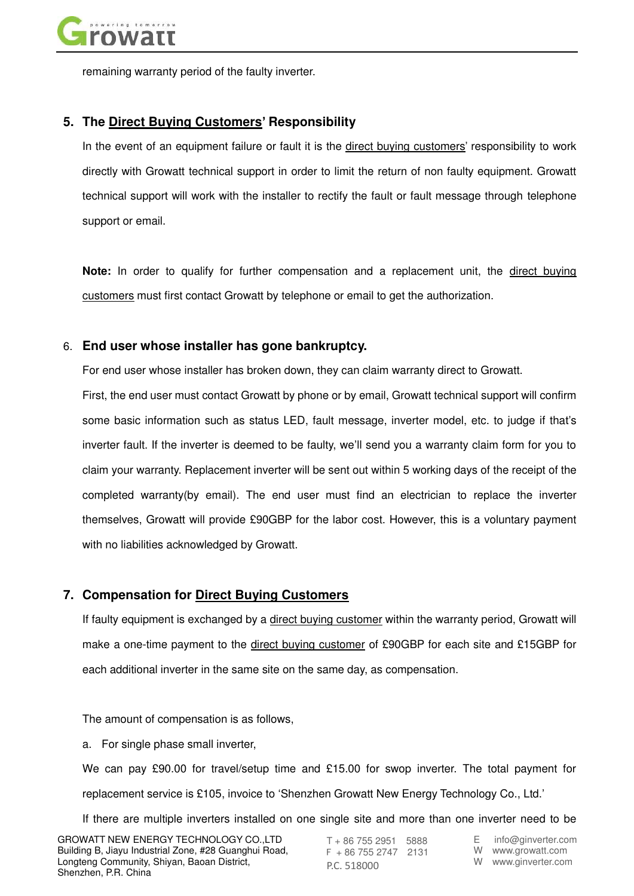remaining warranty period of the faulty inverter.

## 5. The Direct Buying Customers' Responsibility

In the event of an equipment failure or fault it is the direct buying customers' responsibility to work directly with Growatt technical support in order to limit the return of non faulty equipment. Growatt technical support will work with the installer to rectify the fault or fault message through telephone support or email.

**Note:** In order to qualify for further compensation and a replacement unit, the direct buying customers must first contact Growatt by telephone or email to get the authorization.

## 6. End user whose installer has gone bankruptcy.

For end user whose installer has broken down, they can claim warranty direct to Growatt.

First, the end user must contact Growatt by phone or by email, Growatt technical support will confirm some basic information such as status LED, fault message, inverter model, etc. to judge if that's inverter fault. If the inverter is deemed to be faulty, we'll send you a warranty claim form for you to claim your warranty. Replacement inverter will be sent out within 5 working days of the receipt of the completed warranty(by email). The end user must find an electrician to replace the inverter themselves, Growatt will provide £90GBP for the labor cost. However, this is a voluntary payment with no liabilities acknowledged by Growatt.

## 7. Compensation for Direct Buying Customers

If faulty equipment is exchanged by a direct buying customer within the warranty period, Growatt will make a one-time payment to the direct buying customer of £90GBP for each site and £15GBP for each additional inverter in the same site on the same day, as compensation.

The amount of compensation is as follows,

a. For single phase small inverter,

We can pay £90.00 for travel/setup time and £15.00 for swop inverter. The total payment for replacement service is £105, invoice to 'Shenzhen Growatt New Energy Technology Co., Ltd.'

If there are multiple inverters installed on one single site and more than one inverter need to be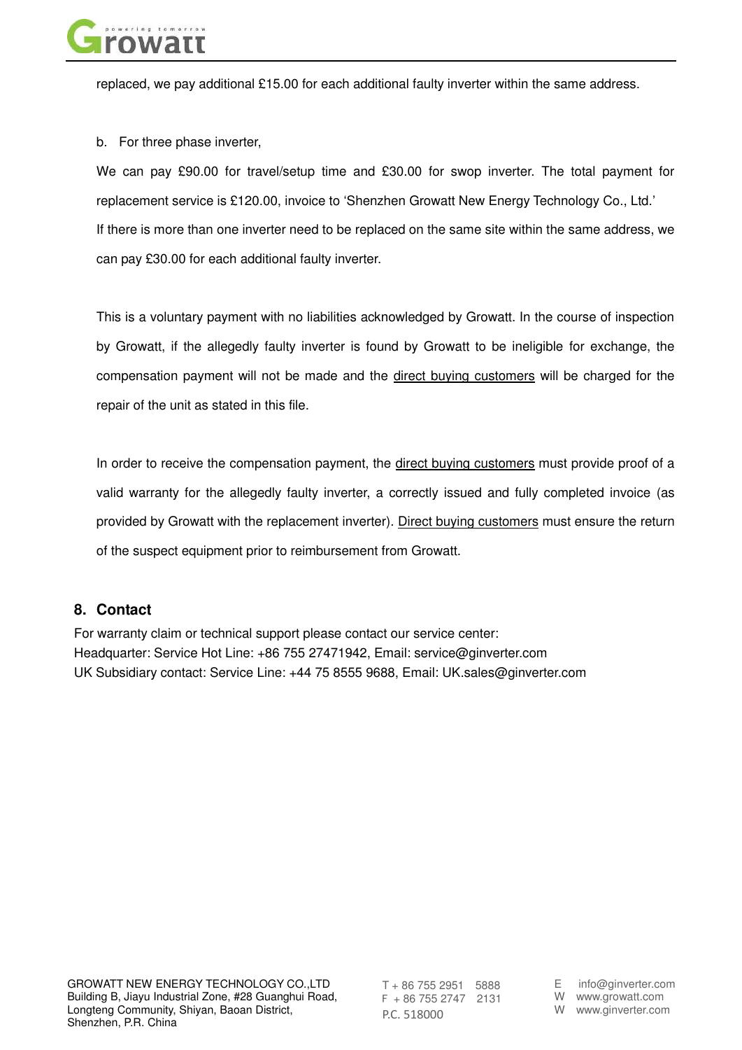replaced, we pay additional £15.00 for each additional faulty inverter within the same address.

b. For three phase inverter,

We can pay £90.00 for travel/setup time and £30.00 for swop inverter. The total payment for replacement service is £120.00, invoice to 'Shenzhen Growatt New Energy Technology Co., Ltd.'
If there is more than one inverter need to be replaced on the same site within the same address, we can pay £30.00 for each additional faulty inverter.

This is a voluntary payment with no liabilities acknowledged by Growatt. In the course of inspection by Growatt, if the allegedly faulty inverter is found by Growatt to be ineligible for exchange, the compensation payment will not be made and the direct buying customers will be charged for the repair of the unit as stated in this file.

In order to receive the compensation payment, the direct buying customers must provide proof of a valid warranty for the allegedly faulty inverter, a correctly issued and fully completed invoice (as provided by Growatt with the replacement inverter). Direct buying customers must ensure the return of the suspect equipment prior to reimbursement from Growatt.

## 8. Contact

For warranty claim or technical support please contact our service center:
Headquarter: Service Hot Line: +86 755 27471942, Email: service@ginverter.com
UK Subsidiary contact: Service Line: +44 75 8555 9688, Email: UK.sales@ginverter.com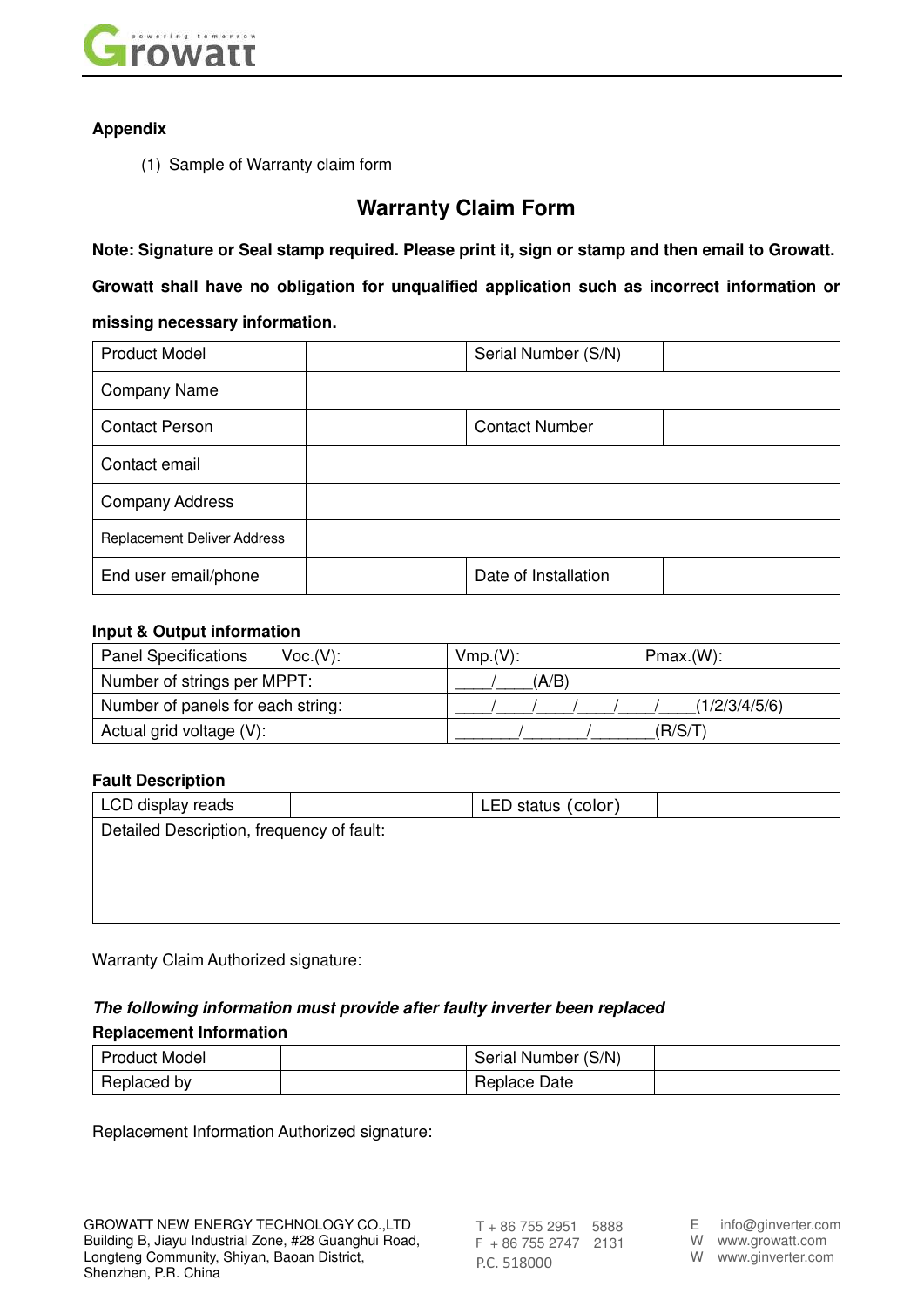**Appendix**

(1) Sample of Warranty claim form

## Warranty Claim Form

**Note: Signature or Seal stamp required. Please print it, sign or stamp and then email to Growatt.**

**Growatt shall have no obligation for unqualified application such as incorrect information or missing necessary information.**

| Product Model | | Serial Number (S/N) | |
|---|---|---|---|
| Company Name | | | |
| Contact Person | | Contact Number | |
| Contact email | | | |
| Company Address | | | |
| Replacement Deliver Address | | | |
| End user email/phone | | Date of Installation | |

**Input & Output information**

| Panel Specifications | Voc.(V): | Vmp.(V): | Pmax.(W): |
|---|---|---|---|
| Number of strings per MPPT: | | ____/____(A/B) | |
| Number of panels for each string: | | ____/____/____/____/____/____(1/2/3/4/5/6) | |
| Actual grid voltage (V): | | _______/_______/_______(R/S/T) | |

**Fault Description**

| LCD display reads | | LED status (color) | |
|---|---|---|---|
| Detailed Description, frequency of fault: | | | |

Warranty Claim Authorized signature:

***The following information must provide after faulty inverter been replaced***

**Replacement Information**

| Product Model | | Serial Number (S/N) | |
|---|---|---|---|
| Replaced by | | Replace Date | |

Replacement Information Authorized signature: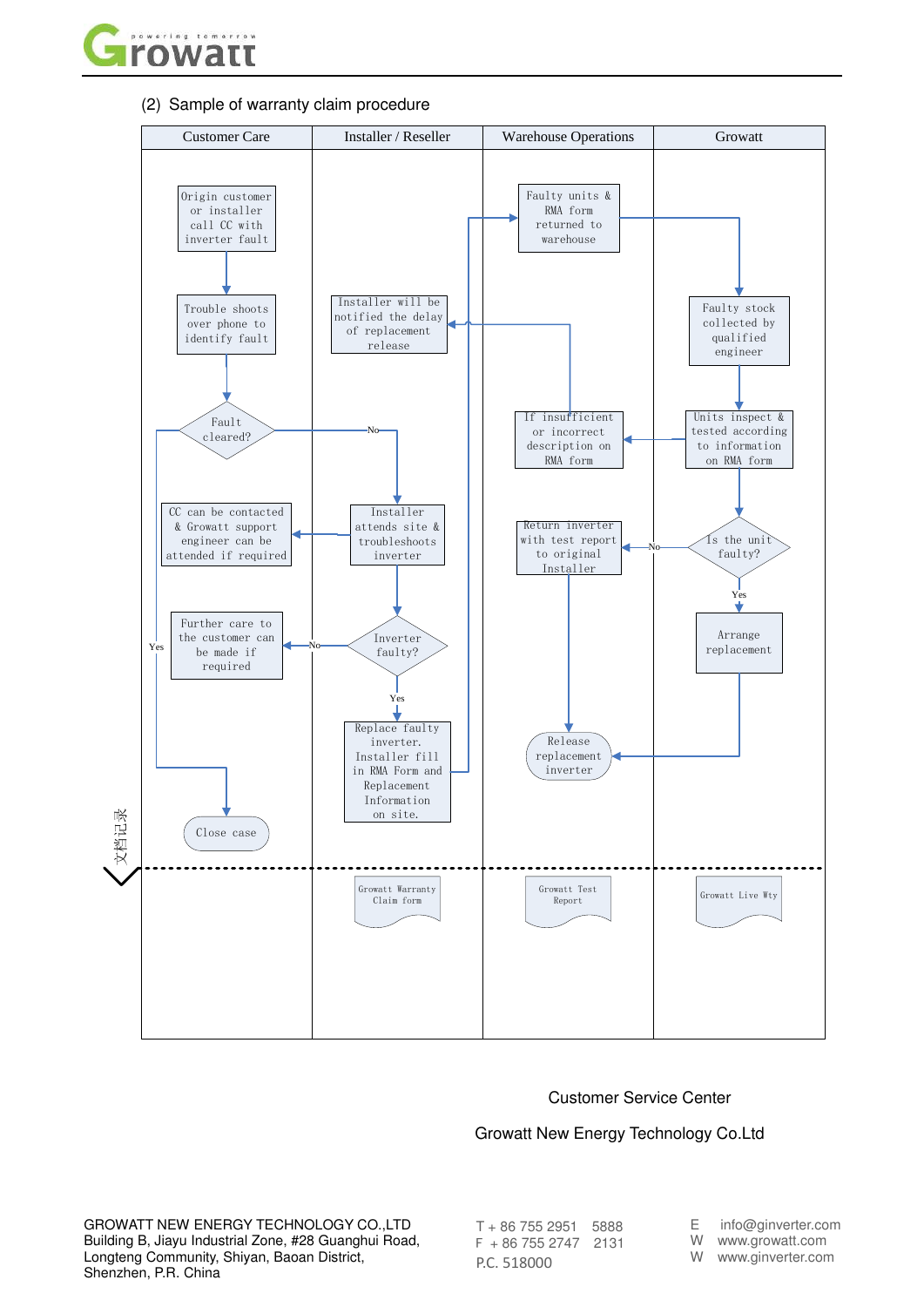(2) Sample of warranty claim procedure

| Customer Care | Installer / Reseller | Warehouse Operations | Growatt |
| --- | --- | --- | --- |

**Customer Care**

- Origin customer or installer call CC with inverter fault
- Trouble shoots over phone to identify fault
- Fault cleared? (Yes → Close case; No → Installer attends site & troubleshoots inverter)
- CC can be contacted & Growatt support engineer can be attended if required
- Further care to the customer can be made if required
- Close case

**Installer / Reseller**

- Installer will be notified the delay of replacement release
- Installer attends site & troubleshoots inverter
- Inverter faulty? (No → Further care to the customer can be made if required; Yes → Replace faulty inverter)
- Replace faulty inverter. Installer fill in RMA Form and Replacement Information on site.

**Warehouse Operations**

- Faulty units & RMA form returned to warehouse
- If insufficient or incorrect description on RMA form
- Return inverter with test report to original Installer
- Release replacement inverter

**Growatt**

- Faulty stock collected by qualified engineer
- Units inspect & tested according to information on RMA form
- Is the unit faulty? (No → Return inverter with test report to original Installer; Yes → Arrange replacement)
- Arrange replacement

文档记录

| | Installer / Reseller | Warehouse Operations | Growatt |
| --- | --- | --- | --- |
| | Growatt Warranty Claim form | Growatt Test Report | Growatt Live Wty |

Customer Service Center

Growatt New Energy Technology Co.Ltd

GROWATT NEW ENERGY TECHNOLOGY CO.,LTD
Building B, Jiayu Industrial Zone, #28 Guanghui Road, Longteng Community, Shiyan, Baoan District, Shenzhen, P.R. China

T + 86 755 2951 5888
F + 86 755 2747 2131
P.C. 518000

E info@ginverter.com
W www.growatt.com
W www.ginverter.com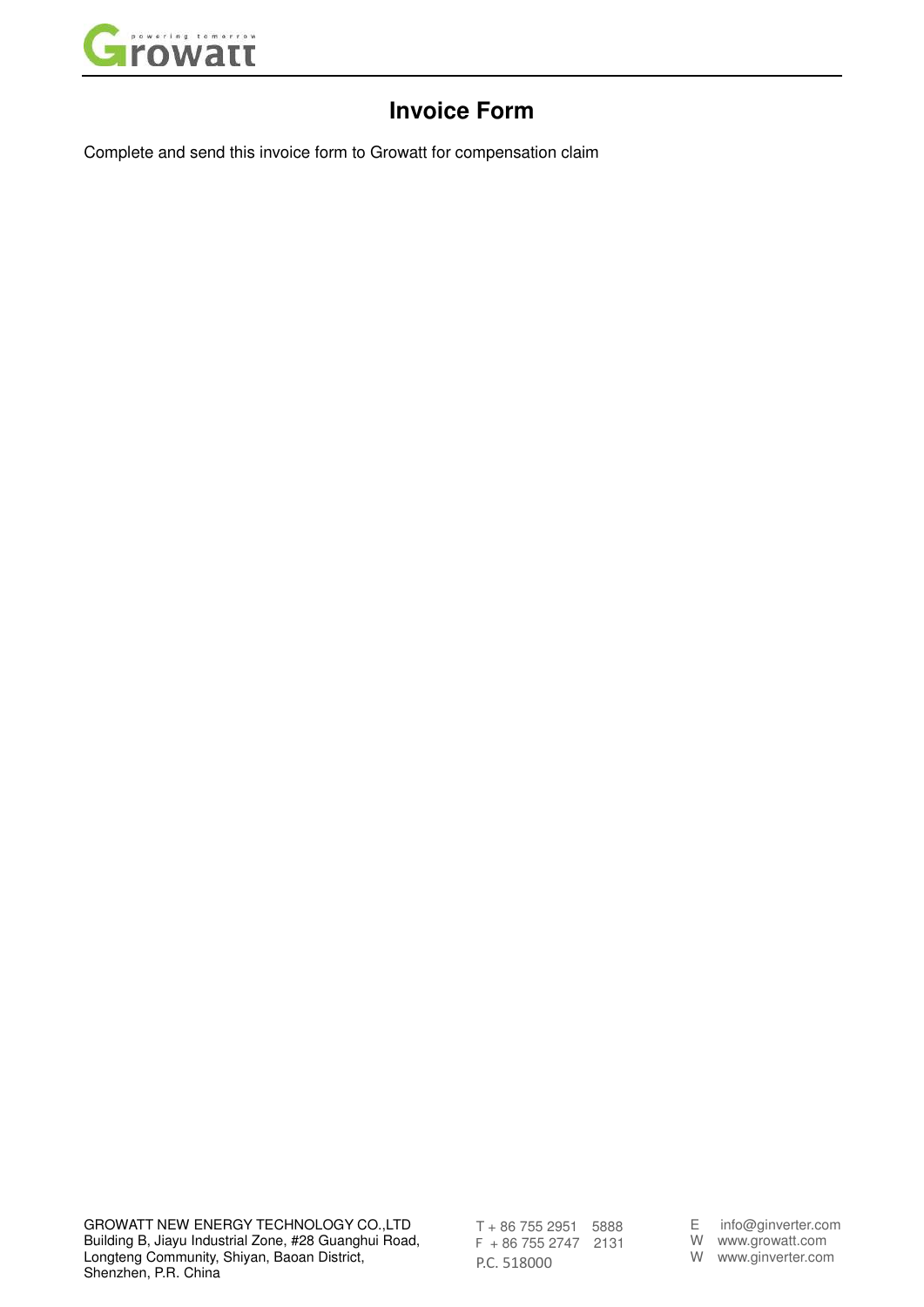# Invoice Form

Complete and send this invoice form to Growatt for compensation claim